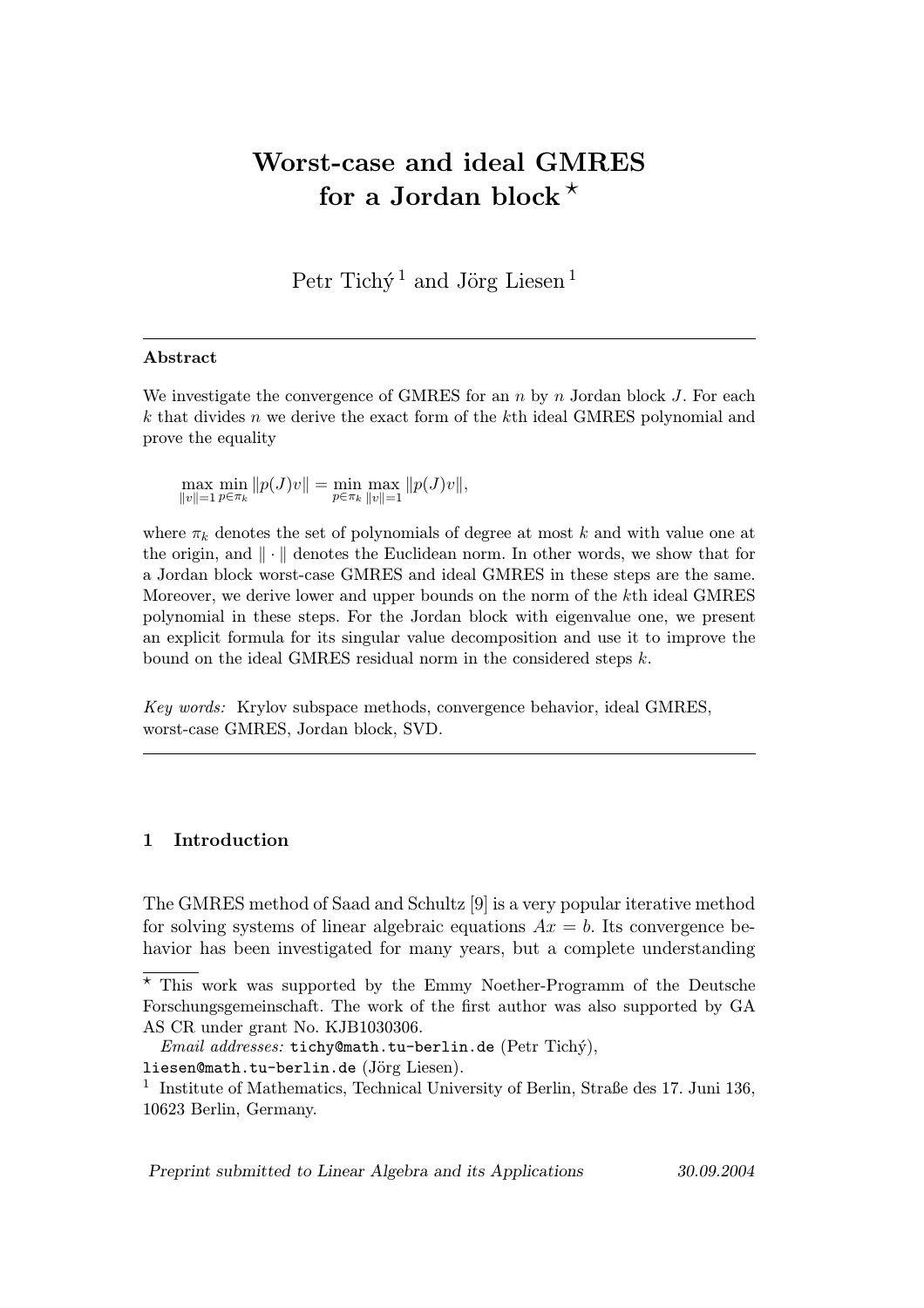# Worst-case and ideal GMRES for a Jordan block [⋆]

Petr Tichý [1] and Jörg Liesen [1]

---

**Abstract**

We investigate the convergence of GMRES for an $n$ by $n$ Jordan block $J$. For each $k$ that divides $n$ we derive the exact form of the $k$th ideal GMRES polynomial and prove the equality

$$\max_{\|v\|=1} \min_{p \in \pi_k} \|p(J)v\| = \min_{p \in \pi_k} \max_{\|v\|=1} \|p(J)v\|,$$

where $\pi_k$ denotes the set of polynomials of degree at most $k$ and with value one at the origin, and $\|\cdot\|$ denotes the Euclidean norm. In other words, we show that for a Jordan block worst-case GMRES and ideal GMRES in these steps are the same. Moreover, we derive lower and upper bounds on the norm of the $k$th ideal GMRES polynomial in these steps. For the Jordan block with eigenvalue one, we present an explicit formula for its singular value decomposition and use it to improve the bound on the ideal GMRES residual norm in the considered steps $k$.

*Key words:* Krylov subspace methods, convergence behavior, ideal GMRES, worst-case GMRES, Jordan block, SVD.

---

## 1 Introduction

The GMRES method of Saad and Schultz [9] is a very popular iterative method for solving systems of linear algebraic equations $Ax = b$. Its convergence behavior has been investigated for many years, but a complete understanding

---

⋆ This work was supported by the Emmy Noether-Programm of the Deutsche Forschungsgemeinschaft. The work of the first author was also supported by GA AS CR under grant No. KJB1030306.

*Email addresses:* `tichy@math.tu-berlin.de` (Petr Tichý), `liesen@math.tu-berlin.de` (Jörg Liesen).

[1] Institute of Mathematics, Technical University of Berlin, Straße des 17. Juni 136, 10623 Berlin, Germany.

*Preprint submitted to Linear Algebra and its Applications* 30.09.2004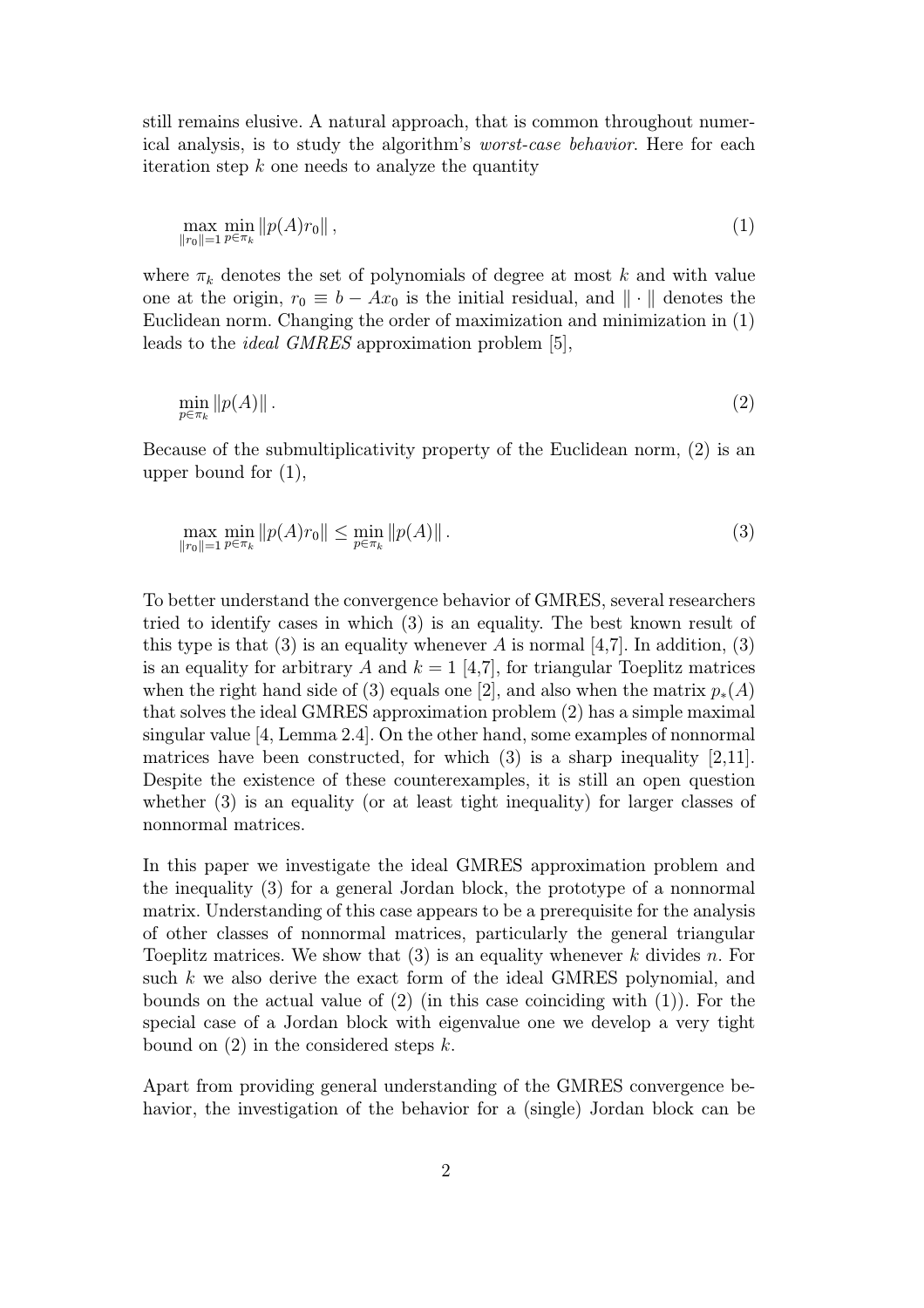still remains elusive. A natural approach, that is common throughout numerical analysis, is to study the algorithm's *worst-case behavior*. Here for each iteration step $k$ one needs to analyze the quantity

$$\max_{\|r_0\|=1} \min_{p \in \pi_k} \|p(A) r_0\| , \tag{1}$$

where $\pi_k$ denotes the set of polynomials of degree at most $k$ and with value one at the origin, $r_0 \equiv b - Ax_0$ is the initial residual, and $\| \cdot \|$ denotes the Euclidean norm. Changing the order of maximization and minimization in (1) leads to the *ideal GMRES* approximation problem [5],

$$\min_{p \in \pi_k} \|p(A)\| . \tag{2}$$

Because of the submultiplicativity property of the Euclidean norm, (2) is an upper bound for (1),

$$\max_{\|r_0\|=1} \min_{p \in \pi_k} \|p(A) r_0\| \le \min_{p \in \pi_k} \|p(A)\| . \tag{3}$$

To better understand the convergence behavior of GMRES, several researchers tried to identify cases in which (3) is an equality. The best known result of this type is that (3) is an equality whenever $A$ is normal [4,7]. In addition, (3) is an equality for arbitrary $A$ and $k = 1$ [4,7], for triangular Toeplitz matrices when the right hand side of (3) equals one [2], and also when the matrix $p_*(A)$ that solves the ideal GMRES approximation problem (2) has a simple maximal singular value [4, Lemma 2.4]. On the other hand, some examples of nonnormal matrices have been constructed, for which (3) is a sharp inequality [2,11]. Despite the existence of these counterexamples, it is still an open question whether (3) is an equality (or at least tight inequality) for larger classes of nonnormal matrices.

In this paper we investigate the ideal GMRES approximation problem and the inequality (3) for a general Jordan block, the prototype of a nonnormal matrix. Understanding of this case appears to be a prerequisite for the analysis of other classes of nonnormal matrices, particularly the general triangular Toeplitz matrices. We show that (3) is an equality whenever $k$ divides $n$. For such $k$ we also derive the exact form of the ideal GMRES polynomial, and bounds on the actual value of (2) (in this case coinciding with (1)). For the special case of a Jordan block with eigenvalue one we develop a very tight bound on (2) in the considered steps $k$.

Apart from providing general understanding of the GMRES convergence behavior, the investigation of the behavior for a (single) Jordan block can be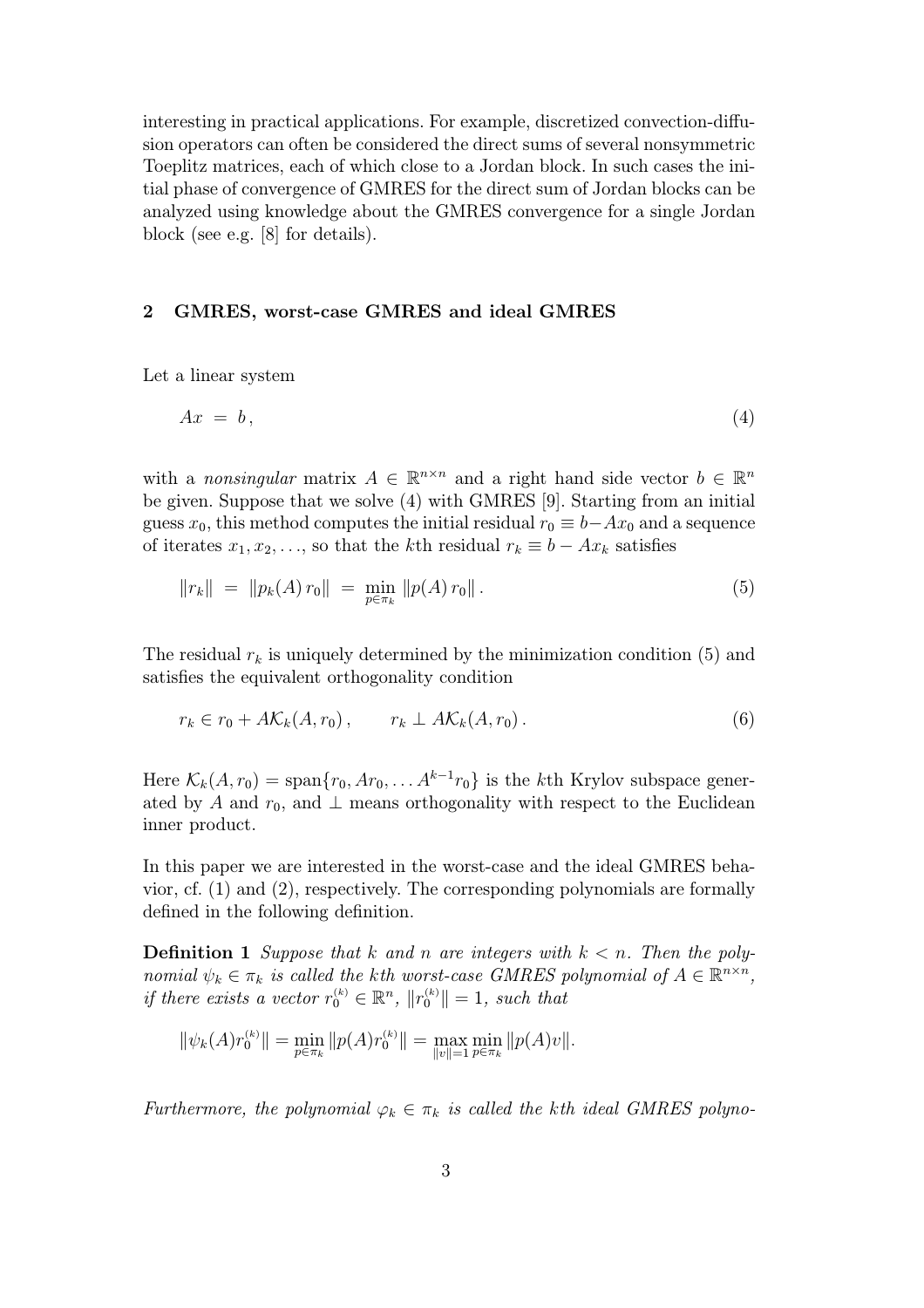interesting in practical applications. For example, discretized convection-diffusion operators can often be considered the direct sums of several nonsymmetric Toeplitz matrices, each of which close to a Jordan block. In such cases the initial phase of convergence of GMRES for the direct sum of Jordan blocks can be analyzed using knowledge about the GMRES convergence for a single Jordan block (see e.g. [8] for details).

## 2 GMRES, worst-case GMRES and ideal GMRES

Let a linear system

$$Ax \;=\; b\,, \tag{4}$$

with a *nonsingular* matrix $A \in \mathbb{R}^{n\times n}$ and a right hand side vector $b \in \mathbb{R}^n$ be given. Suppose that we solve (4) with GMRES [9]. Starting from an initial guess $x_0$, this method computes the initial residual $r_0 \equiv b - Ax_0$ and a sequence of iterates $x_1, x_2, \ldots$, so that the $k$th residual $r_k \equiv b - Ax_k$ satisfies

$$\|r_k\| \;=\; \|p_k(A)\, r_0\| \;=\; \min_{p\in\pi_k} \|p(A)\, r_0\|\,. \tag{5}$$

The residual $r_k$ is uniquely determined by the minimization condition (5) and satisfies the equivalent orthogonality condition

$$r_k \in r_0 + A\mathcal{K}_k(A, r_0)\,, \qquad r_k \perp A\mathcal{K}_k(A, r_0)\,. \tag{6}$$

Here $\mathcal{K}_k(A, r_0) = \text{span}\{r_0, Ar_0, \ldots A^{k-1}r_0\}$ is the $k$th Krylov subspace generated by $A$ and $r_0$, and $\perp$ means orthogonality with respect to the Euclidean inner product.

In this paper we are interested in the worst-case and the ideal GMRES behavior, cf. (1) and (2), respectively. The corresponding polynomials are formally defined in the following definition.

**Definition 1** *Suppose that $k$ and $n$ are integers with $k < n$. Then the polynomial $\psi_k \in \pi_k$ is called the $k$th worst-case GMRES polynomial of $A \in \mathbb{R}^{n\times n}$, if there exists a vector $r_0^{(k)} \in \mathbb{R}^n$, $\|r_0^{(k)}\| = 1$, such that*

$$\|\psi_k(A) r_0^{(k)}\| = \min_{p\in\pi_k} \|p(A) r_0^{(k)}\| = \max_{\|v\|=1} \min_{p\in\pi_k} \|p(A)v\|.$$

*Furthermore, the polynomial $\varphi_k \in \pi_k$ is called the $k$th ideal GMRES polyno-*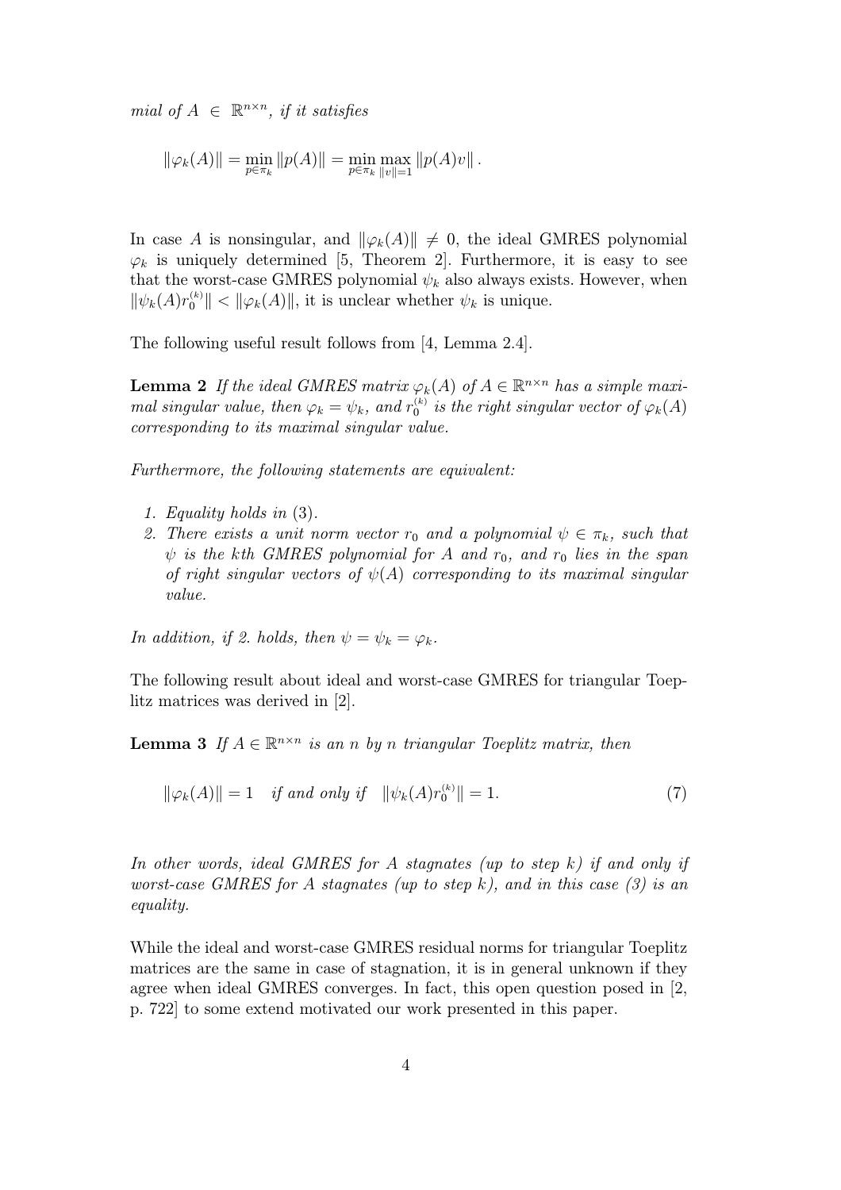*mial of $A \in \mathbb{R}^{n\times n}$, if it satisfies*

$$\|\varphi_k(A)\| = \min_{p\in\pi_k} \|p(A)\| = \min_{p\in\pi_k} \max_{\|v\|=1} \|p(A)v\| .$$

In case $A$ is nonsingular, and $\|\varphi_k(A)\| \neq 0$, the ideal GMRES polynomial $\varphi_k$ is uniquely determined [5, Theorem 2]. Furthermore, it is easy to see that the worst-case GMRES polynomial $\psi_k$ also always exists. However, when $\|\psi_k(A)r_0^{(k)}\| < \|\varphi_k(A)\|$, it is unclear whether $\psi_k$ is unique.

The following useful result follows from [4, Lemma 2.4].

**Lemma 2** *If the ideal GMRES matrix $\varphi_k(A)$ of $A \in \mathbb{R}^{n\times n}$ has a simple maximal singular value, then $\varphi_k = \psi_k$, and $r_0^{(k)}$ is the right singular vector of $\varphi_k(A)$ corresponding to its maximal singular value.*

*Furthermore, the following statements are equivalent:*

1. *Equality holds in* (3).
2. *There exists a unit norm vector $r_0$ and a polynomial $\psi \in \pi_k$, such that $\psi$ is the kth GMRES polynomial for $A$ and $r_0$, and $r_0$ lies in the span of right singular vectors of $\psi(A)$ corresponding to its maximal singular value.*

*In addition, if 2. holds, then $\psi = \psi_k = \varphi_k$.*

The following result about ideal and worst-case GMRES for triangular Toeplitz matrices was derived in [2].

**Lemma 3** *If $A \in \mathbb{R}^{n\times n}$ is an $n$ by $n$ triangular Toeplitz matrix, then*

$$\|\varphi_k(A)\| = 1 \quad \textit{if and only if} \quad \|\psi_k(A)r_0^{(k)}\| = 1. \tag{7}$$

*In other words, ideal GMRES for $A$ stagnates (up to step $k$) if and only if worst-case GMRES for $A$ stagnates (up to step $k$), and in this case (3) is an equality.*

While the ideal and worst-case GMRES residual norms for triangular Toeplitz matrices are the same in case of stagnation, it is in general unknown if they agree when ideal GMRES converges. In fact, this open question posed in [2, p. 722] to some extend motivated our work presented in this paper.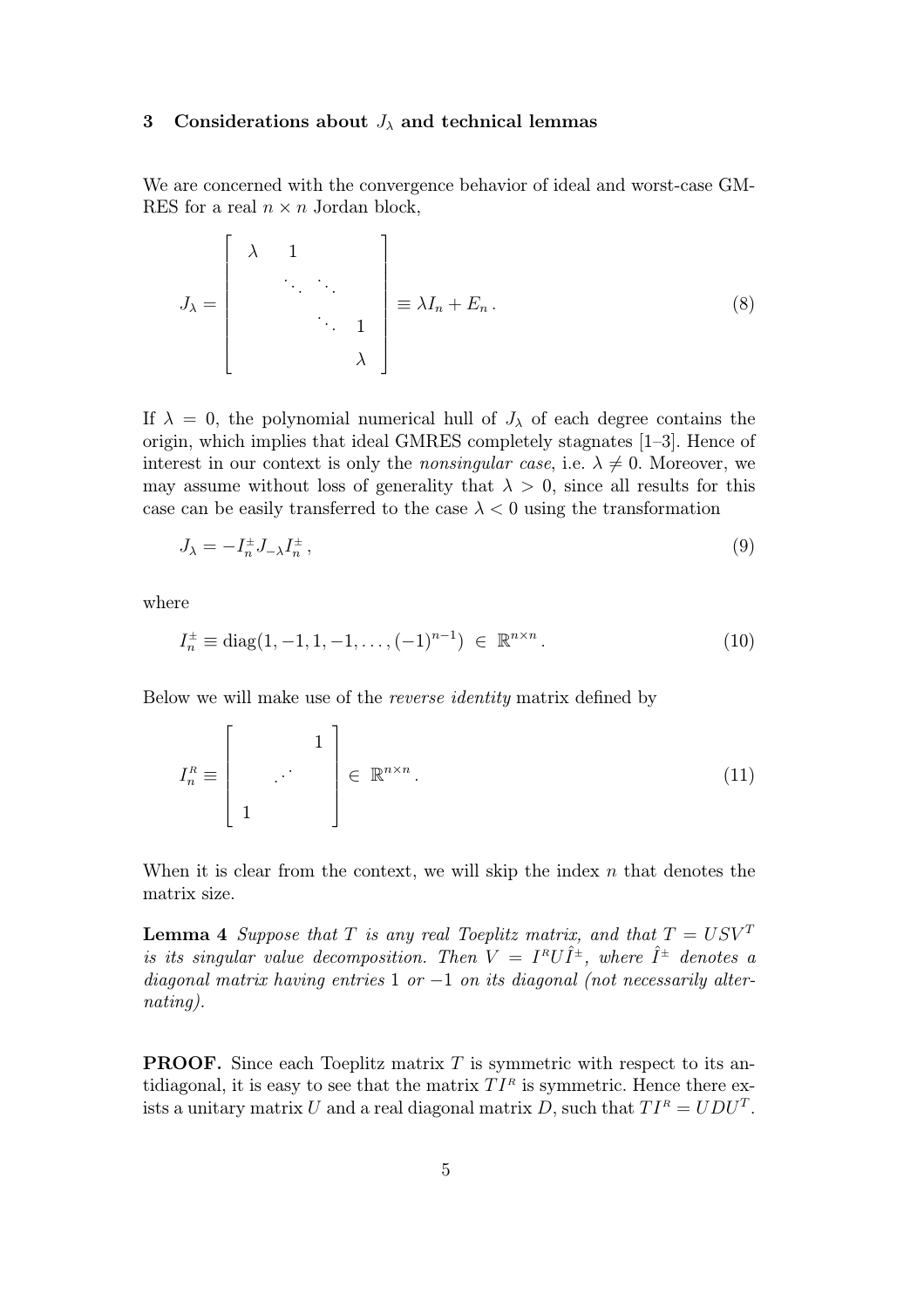## 3 Considerations about $J_\lambda$ and technical lemmas

We are concerned with the convergence behavior of ideal and worst-case GMRES for a real $n \times n$ Jordan block,

$$
J_\lambda = \begin{bmatrix} \lambda & 1 & & \\ & \ddots & \ddots & \\ & & \ddots & 1 \\ & & & \lambda \end{bmatrix} \equiv \lambda I_n + E_n \,. \tag{8}
$$

If $\lambda = 0$, the polynomial numerical hull of $J_\lambda$ of each degree contains the origin, which implies that ideal GMRES completely stagnates [1–3]. Hence of interest in our context is only the *nonsingular case*, i.e. $\lambda \neq 0$. Moreover, we may assume without loss of generality that $\lambda > 0$, since all results for this case can be easily transferred to the case $\lambda < 0$ using the transformation

$$
J_\lambda = -I_n^{\pm} J_{-\lambda} I_n^{\pm} \,, \tag{9}
$$

where

$$
I_n^{\pm} \equiv \mathrm{diag}(1, -1, 1, -1, \ldots, (-1)^{n-1}) \;\in\; \mathbb{R}^{n \times n} \,. \tag{10}
$$

Below we will make use of the *reverse identity* matrix defined by

$$
I_n^{R} \equiv \begin{bmatrix} & & 1 \\ & \cdot^{\cdot^{\cdot}} & \\ 1 & & \end{bmatrix} \in \; \mathbb{R}^{n \times n} \,. \tag{11}
$$

When it is clear from the context, we will skip the index $n$ that denotes the matrix size.

**Lemma 4** *Suppose that $T$ is any real Toeplitz matrix, and that $T = USV^T$ is its singular value decomposition. Then $V = I^R U \hat{I}^{\pm}$, where $\hat{I}^{\pm}$ denotes a diagonal matrix having entries 1 or $-1$ on its diagonal (not necessarily alternating).*

**PROOF.** Since each Toeplitz matrix $T$ is symmetric with respect to its antidiagonal, it is easy to see that the matrix $TI^R$ is symmetric. Hence there exists a unitary matrix $U$ and a real diagonal matrix $D$, such that $TI^R = UDU^T$.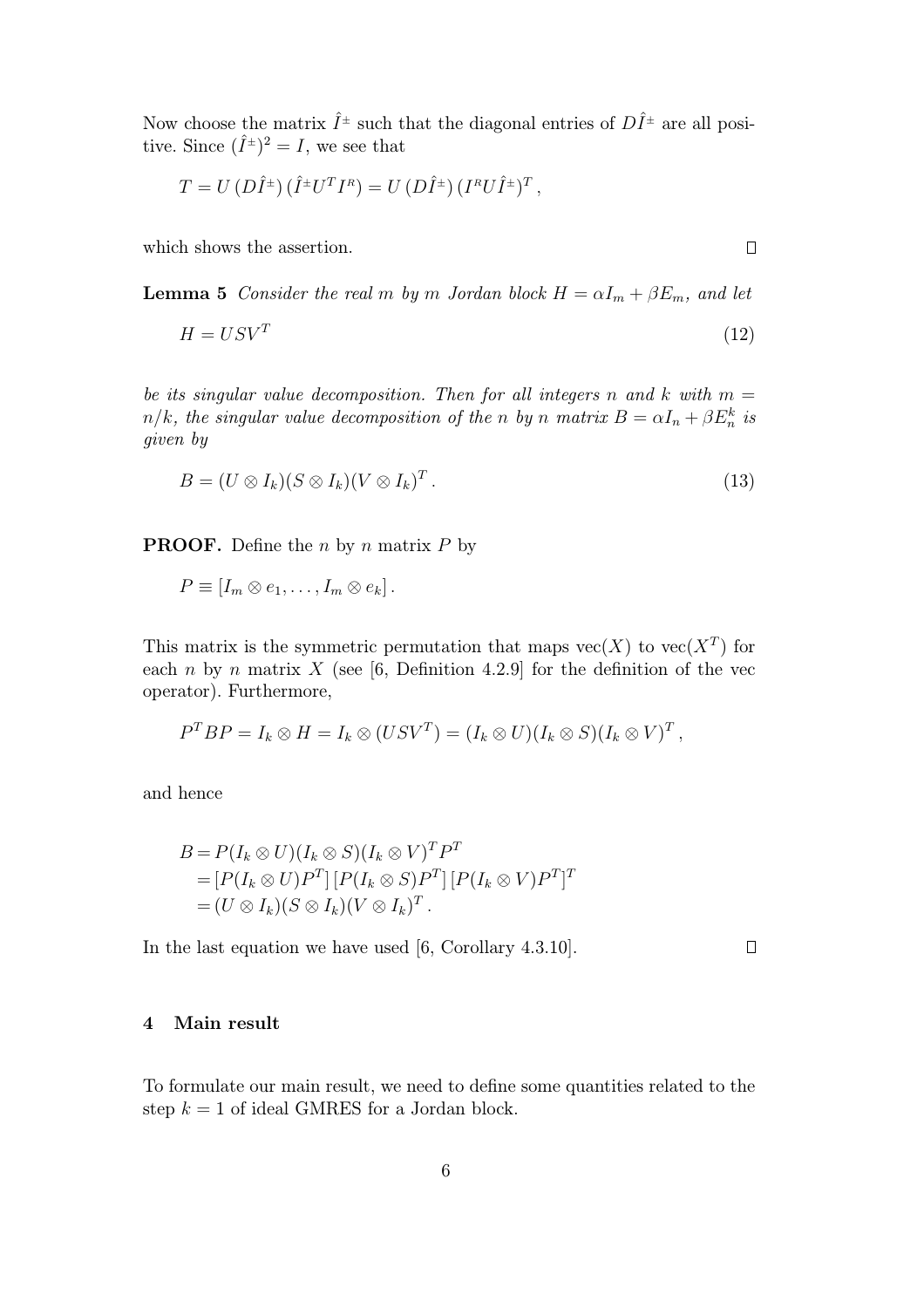Now choose the matrix $\hat{I}^{\pm}$ such that the diagonal entries of $D\hat{I}^{\pm}$ are all positive. Since $(\hat{I}^{\pm})^2 = I$, we see that

$$T = U\,(D\hat{I}^{\pm})\,(\hat{I}^{\pm}U^T I^R) = U\,(D\hat{I}^{\pm})\,(I^R U \hat{I}^{\pm})^T\,,$$

which shows the assertion. $\square$

**Lemma 5** *Consider the real $m$ by $m$ Jordan block $H = \alpha I_m + \beta E_m$, and let*

$$H = USV^T \tag{12}$$

*be its singular value decomposition. Then for all integers $n$ and $k$ with $m = n/k$, the singular value decomposition of the $n$ by $n$ matrix $B = \alpha I_n + \beta E_n^k$ is given by*

$$B = (U \otimes I_k)(S \otimes I_k)(V \otimes I_k)^T\,. \tag{13}$$

**PROOF.** Define the $n$ by $n$ matrix $P$ by

$$P \equiv [I_m \otimes e_1, \ldots, I_m \otimes e_k]\,.$$

This matrix is the symmetric permutation that maps $\mathrm{vec}(X)$ to $\mathrm{vec}(X^T)$ for each $n$ by $n$ matrix $X$ (see [6, Definition 4.2.9] for the definition of the vec operator). Furthermore,

$$P^T B P = I_k \otimes H = I_k \otimes (USV^T) = (I_k \otimes U)(I_k \otimes S)(I_k \otimes V)^T\,,$$

and hence

$$\begin{aligned}
B &= P(I_k \otimes U)(I_k \otimes S)(I_k \otimes V)^T P^T \\
&= [P(I_k \otimes U)P^T]\,[P(I_k \otimes S)P^T]\,[P(I_k \otimes V)P^T]^T \\
&= (U \otimes I_k)(S \otimes I_k)(V \otimes I_k)^T\,.
\end{aligned}$$

In the last equation we have used [6, Corollary 4.3.10]. $\square$

## 4 Main result

To formulate our main result, we need to define some quantities related to the step $k = 1$ of ideal GMRES for a Jordan block.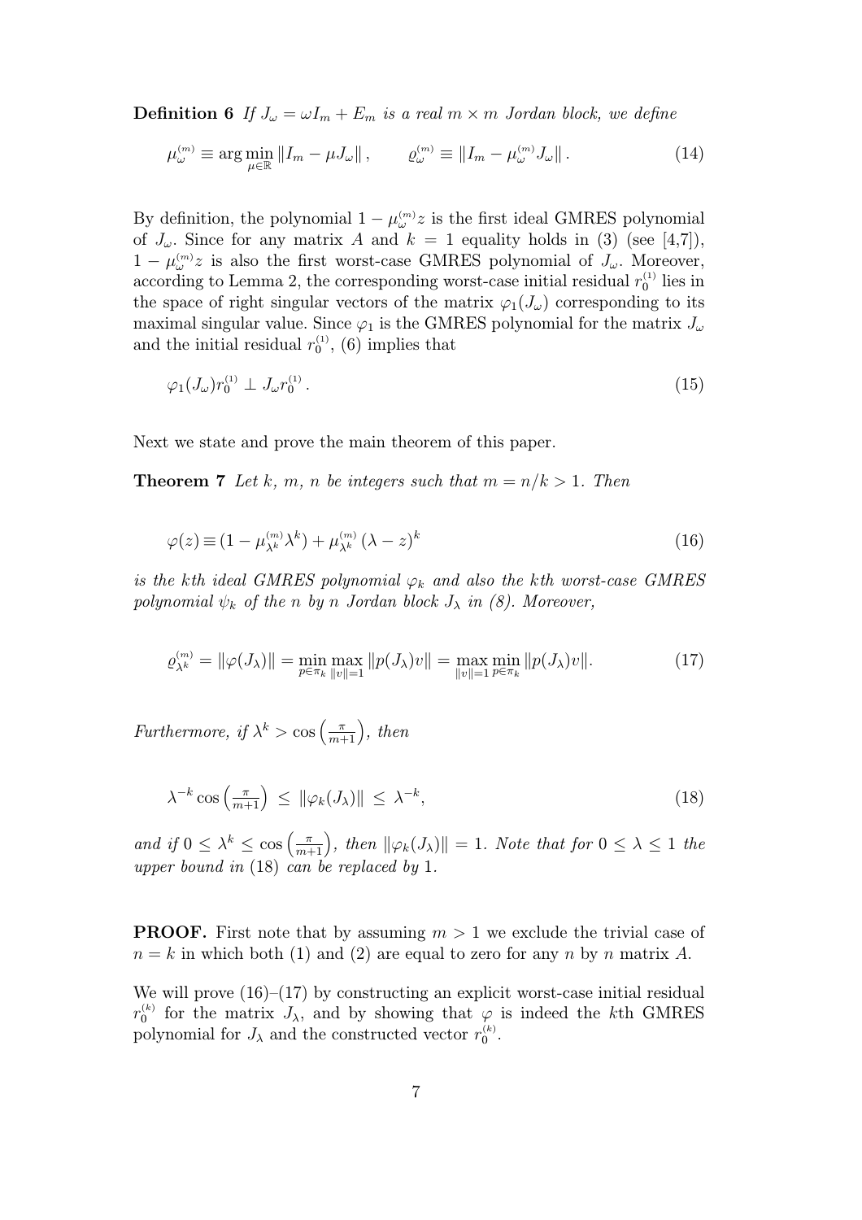**Definition 6** *If $J_\omega = \omega I_m + E_m$ is a real $m \times m$ Jordan block, we define*

$$\mu_\omega^{(m)} \equiv \arg\min_{\mu \in \mathbb{R}} \|I_m - \mu J_\omega\|\,, \qquad \varrho_\omega^{(m)} \equiv \|I_m - \mu_\omega^{(m)} J_\omega\|\,. \tag{14}$$

By definition, the polynomial $1 - \mu_\omega^{(m)} z$ is the first ideal GMRES polynomial of $J_\omega$. Since for any matrix $A$ and $k = 1$ equality holds in (3) (see [4,7]), $1 - \mu_\omega^{(m)} z$ is also the first worst-case GMRES polynomial of $J_\omega$. Moreover, according to Lemma 2, the corresponding worst-case initial residual $r_0^{(1)}$ lies in the space of right singular vectors of the matrix $\varphi_1(J_\omega)$ corresponding to its maximal singular value. Since $\varphi_1$ is the GMRES polynomial for the matrix $J_\omega$ and the initial residual $r_0^{(1)}$, (6) implies that

$$\varphi_1(J_\omega) r_0^{(1)} \perp J_\omega r_0^{(1)}\,. \tag{15}$$

Next we state and prove the main theorem of this paper.

**Theorem 7** *Let $k$, $m$, $n$ be integers such that $m = n/k > 1$. Then*

$$\varphi(z) \equiv (1 - \mu_{\lambda^k}^{(m)} \lambda^k) + \mu_{\lambda^k}^{(m)} (\lambda - z)^k \tag{16}$$

*is the $k$th ideal GMRES polynomial $\varphi_k$ and also the $k$th worst-case GMRES polynomial $\psi_k$ of the $n$ by $n$ Jordan block $J_\lambda$ in (8). Moreover,*

$$\varrho_{\lambda^k}^{(m)} = \|\varphi(J_\lambda)\| = \min_{p \in \pi_k} \max_{\|v\|=1} \|p(J_\lambda) v\| = \max_{\|v\|=1} \min_{p \in \pi_k} \|p(J_\lambda) v\|. \tag{17}$$

*Furthermore, if $\lambda^k > \cos\left(\frac{\pi}{m+1}\right)$, then*

$$\lambda^{-k} \cos\left(\tfrac{\pi}{m+1}\right) \;\leq\; \|\varphi_k(J_\lambda)\| \;\leq\; \lambda^{-k}, \tag{18}$$

*and if $0 \leq \lambda^k \leq \cos\left(\frac{\pi}{m+1}\right)$, then $\|\varphi_k(J_\lambda)\| = 1$. Note that for $0 \leq \lambda \leq 1$ the upper bound in* (18) *can be replaced by* 1.

**PROOF.** First note that by assuming $m > 1$ we exclude the trivial case of $n = k$ in which both (1) and (2) are equal to zero for any $n$ by $n$ matrix $A$.

We will prove (16)–(17) by constructing an explicit worst-case initial residual $r_0^{(k)}$ for the matrix $J_\lambda$, and by showing that $\varphi$ is indeed the $k$th GMRES polynomial for $J_\lambda$ and the constructed vector $r_0^{(k)}$.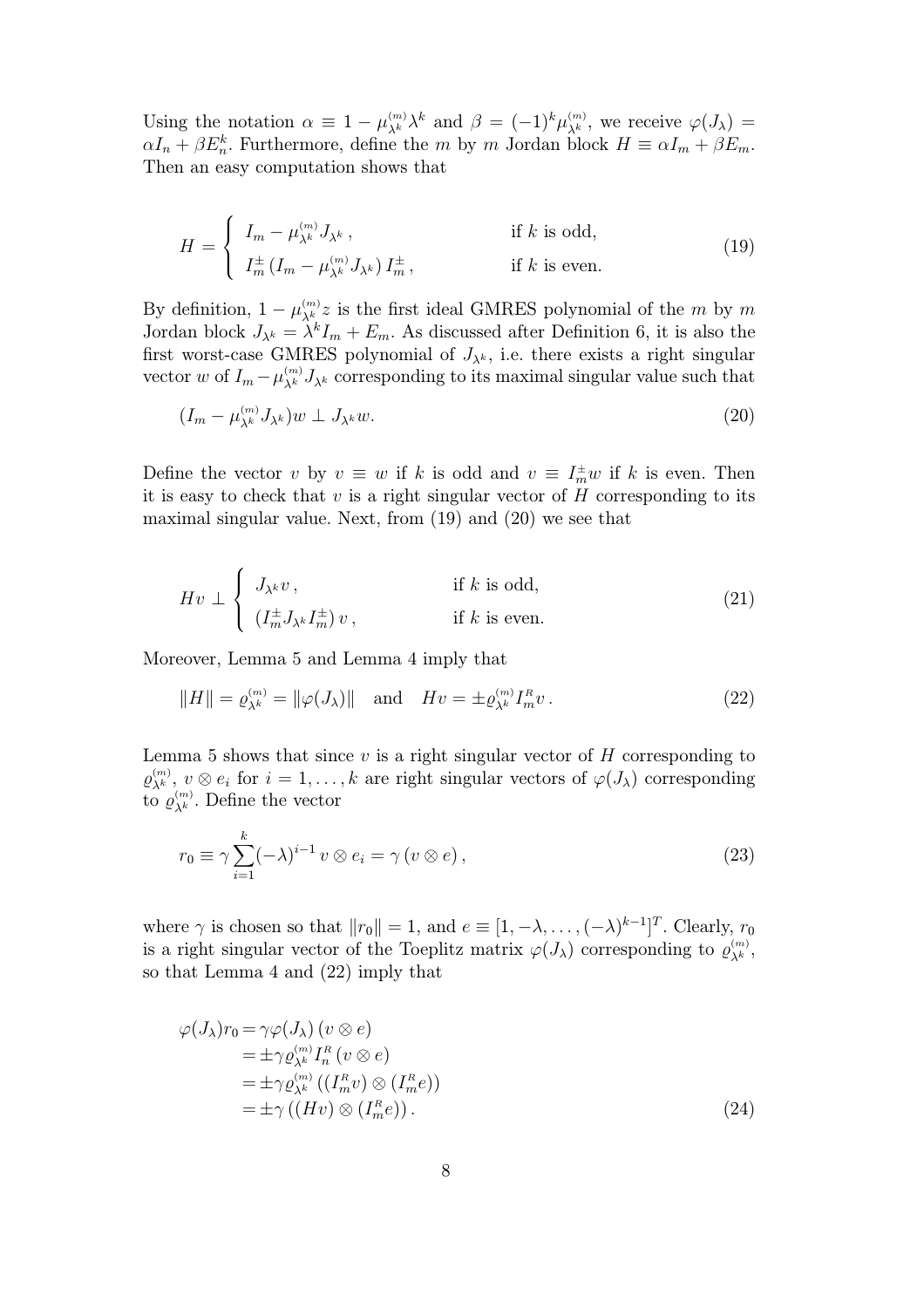Using the notation $\alpha \equiv 1 - \mu_{\lambda^k}^{(m)} \lambda^k$ and $\beta = (-1)^k \mu_{\lambda^k}^{(m)}$, we receive $\varphi(J_\lambda) = \alpha I_n + \beta E_n^k$. Furthermore, define the $m$ by $m$ Jordan block $H \equiv \alpha I_m + \beta E_m$. Then an easy computation shows that

$$
H = \begin{cases} I_m - \mu_{\lambda^k}^{(m)} J_{\lambda^k}\,, & \text{if } k \text{ is odd,} \\ I_m^{\pm} \left(I_m - \mu_{\lambda^k}^{(m)} J_{\lambda^k}\right) I_m^{\pm}\,, & \text{if } k \text{ is even.} \end{cases} \tag{19}
$$

By definition, $1 - \mu_{\lambda^k}^{(m)} z$ is the first ideal GMRES polynomial of the $m$ by $m$ Jordan block $J_{\lambda^k} = \lambda^k I_m + E_m$. As discussed after Definition 6, it is also the first worst-case GMRES polynomial of $J_{\lambda^k}$, i.e. there exists a right singular vector $w$ of $I_m - \mu_{\lambda^k}^{(m)} J_{\lambda^k}$ corresponding to its maximal singular value such that

$$
(I_m - \mu_{\lambda^k}^{(m)} J_{\lambda^k}) w \perp J_{\lambda^k} w. \tag{20}
$$

Define the vector $v$ by $v \equiv w$ if $k$ is odd and $v \equiv I_m^{\pm} w$ if $k$ is even. Then it is easy to check that $v$ is a right singular vector of $H$ corresponding to its maximal singular value. Next, from (19) and (20) we see that

$$
Hv \perp \begin{cases} J_{\lambda^k} v\,, & \text{if } k \text{ is odd,} \\ (I_m^{\pm} J_{\lambda^k} I_m^{\pm})\, v\,, & \text{if } k \text{ is even.} \end{cases} \tag{21}
$$

Moreover, Lemma 5 and Lemma 4 imply that

$$
\|H\| = \varrho_{\lambda^k}^{(m)} = \|\varphi(J_\lambda)\| \quad \text{and} \quad Hv = \pm \varrho_{\lambda^k}^{(m)} I_m^{R} v\,. \tag{22}
$$

Lemma 5 shows that since $v$ is a right singular vector of $H$ corresponding to $\varrho_{\lambda^k}^{(m)}$, $v \otimes e_i$ for $i = 1, \ldots, k$ are right singular vectors of $\varphi(J_\lambda)$ corresponding to $\varrho_{\lambda^k}^{(m)}$. Define the vector

$$
r_0 \equiv \gamma \sum_{i=1}^{k} (-\lambda)^{i-1}\, v \otimes e_i = \gamma\, (v \otimes e)\,, \tag{23}
$$

where $\gamma$ is chosen so that $\|r_0\| = 1$, and $e \equiv [1, -\lambda, \ldots, (-\lambda)^{k-1}]^T$. Clearly, $r_0$ is a right singular vector of the Toeplitz matrix $\varphi(J_\lambda)$ corresponding to $\varrho_{\lambda^k}^{(m)}$, so that Lemma 4 and (22) imply that

$$
\begin{aligned}
\varphi(J_\lambda) r_0 &= \gamma \varphi(J_\lambda)\, (v \otimes e) \\
&= \pm \gamma \varrho_{\lambda^k}^{(m)} I_n^{R}\, (v \otimes e) \\
&= \pm \gamma \varrho_{\lambda^k}^{(m)} \left((I_m^{R} v) \otimes (I_m^{R} e)\right) \\
&= \pm \gamma \left((Hv) \otimes (I_m^{R} e)\right).
\end{aligned} \tag{24}
$$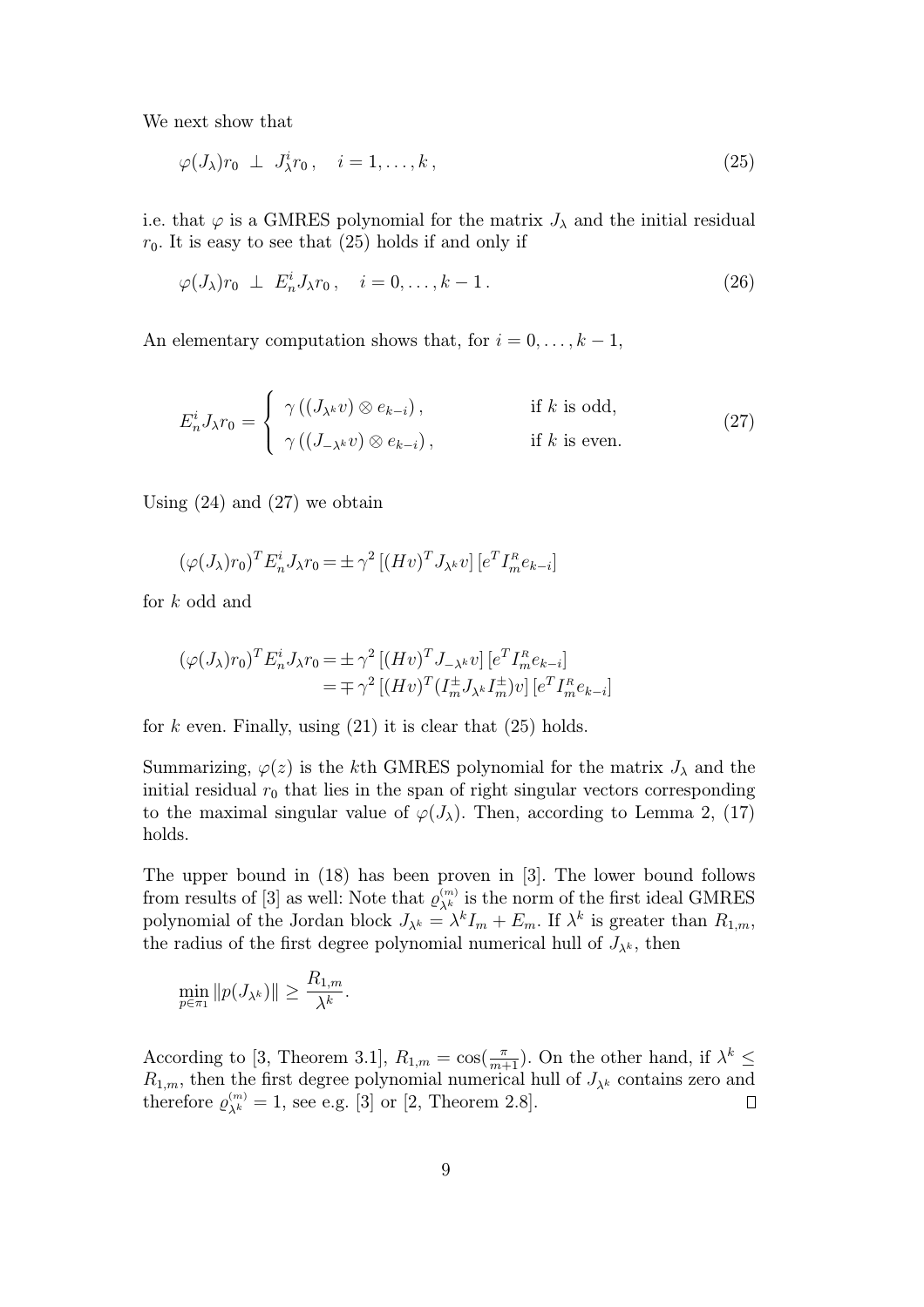We next show that

$$\varphi(J_\lambda)r_0 \perp J_\lambda^i r_0 \,, \quad i = 1, \ldots, k \,, \tag{25}$$

i.e. that $\varphi$ is a GMRES polynomial for the matrix $J_\lambda$ and the initial residual $r_0$. It is easy to see that (25) holds if and only if

$$\varphi(J_\lambda)r_0 \perp E_n^i J_\lambda r_0 \,, \quad i = 0, \ldots, k-1 \,. \tag{26}$$

An elementary computation shows that, for $i = 0, \ldots, k-1$,

$$E_n^i J_\lambda r_0 = \begin{cases} \gamma\left((J_{\lambda^k} v) \otimes e_{k-i}\right), & \text{if } k \text{ is odd,} \\ \gamma\left((J_{-\lambda^k} v) \otimes e_{k-i}\right), & \text{if } k \text{ is even.} \end{cases} \tag{27}$$

Using (24) and (27) we obtain

$$(\varphi(J_\lambda)r_0)^T E_n^i J_\lambda r_0 = \pm\, \gamma^2 \left[(Hv)^T J_{\lambda^k} v\right] \left[e^T I_m^R e_{k-i}\right]$$

for $k$ odd and

$$\begin{aligned}(\varphi(J_\lambda)r_0)^T E_n^i J_\lambda r_0 &= \pm\, \gamma^2 \left[(Hv)^T J_{-\lambda^k} v\right] \left[e^T I_m^R e_{k-i}\right] \\ &= \mp\, \gamma^2 \left[(Hv)^T (I_m^{\pm} J_{\lambda^k} I_m^{\pm}) v\right] \left[e^T I_m^R e_{k-i}\right]\end{aligned}$$

for $k$ even. Finally, using (21) it is clear that (25) holds.

Summarizing, $\varphi(z)$ is the $k$th GMRES polynomial for the matrix $J_\lambda$ and the initial residual $r_0$ that lies in the span of right singular vectors corresponding to the maximal singular value of $\varphi(J_\lambda)$. Then, according to Lemma 2, (17) holds.

The upper bound in (18) has been proven in [3]. The lower bound follows from results of [3] as well: Note that $\varrho_{\lambda^k}^{(m)}$ is the norm of the first ideal GMRES polynomial of the Jordan block $J_{\lambda^k} = \lambda^k I_m + E_m$. If $\lambda^k$ is greater than $R_{1,m}$, the radius of the first degree polynomial numerical hull of $J_{\lambda^k}$, then

$$\min_{p \in \pi_1} \|p(J_{\lambda^k})\| \geq \frac{R_{1,m}}{\lambda^k}.$$

According to [3, Theorem 3.1], $R_{1,m} = \cos(\frac{\pi}{m+1})$. On the other hand, if $\lambda^k \leq R_{1,m}$, then the first degree polynomial numerical hull of $J_{\lambda^k}$ contains zero and therefore $\varrho_{\lambda^k}^{(m)} = 1$, see e.g. [3] or [2, Theorem 2.8]. □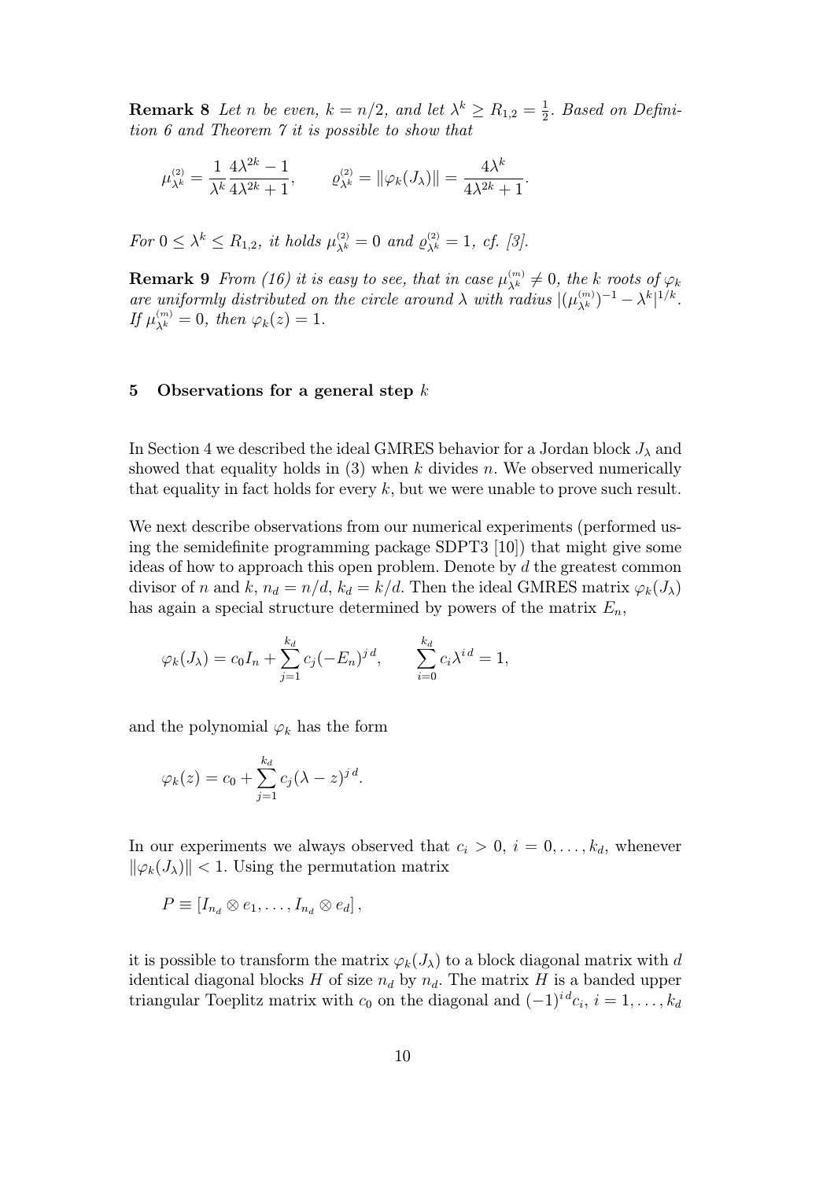**Remark 8** *Let $n$ be even, $k = n/2$, and let $\lambda^k \geq R_{1,2} = \frac{1}{2}$. Based on Definition 6 and Theorem 7 it is possible to show that*

$$\mu_{\lambda^k}^{(2)} = \frac{1}{\lambda^k} \frac{4\lambda^{2k} - 1}{4\lambda^{2k} + 1}, \qquad \varrho_{\lambda^k}^{(2)} = \|\varphi_k(J_\lambda)\| = \frac{4\lambda^k}{4\lambda^{2k} + 1}.$$

*For $0 \leq \lambda^k \leq R_{1,2}$, it holds $\mu_{\lambda^k}^{(2)} = 0$ and $\varrho_{\lambda^k}^{(2)} = 1$, cf. [3].*

**Remark 9** *From (16) it is easy to see, that in case $\mu_{\lambda^k}^{(m)} \neq 0$, the $k$ roots of $\varphi_k$ are uniformly distributed on the circle around $\lambda$ with radius $|(\mu_{\lambda^k}^{(m)})^{-1} - \lambda^k|^{1/k}$. If $\mu_{\lambda^k}^{(m)} = 0$, then $\varphi_k(z) = 1$.*

## 5 Observations for a general step $k$

In Section 4 we described the ideal GMRES behavior for a Jordan block $J_\lambda$ and showed that equality holds in (3) when $k$ divides $n$. We observed numerically that equality in fact holds for every $k$, but we were unable to prove such result.

We next describe observations from our numerical experiments (performed using the semidefinite programming package SDPT3 [10]) that might give some ideas of how to approach this open problem. Denote by $d$ the greatest common divisor of $n$ and $k$, $n_d = n/d$, $k_d = k/d$. Then the ideal GMRES matrix $\varphi_k(J_\lambda)$ has again a special structure determined by powers of the matrix $E_n$,

$$\varphi_k(J_\lambda) = c_0 I_n + \sum_{j=1}^{k_d} c_j (-E_n)^{j\,d}, \qquad \sum_{i=0}^{k_d} c_i \lambda^{i\,d} = 1,$$

and the polynomial $\varphi_k$ has the form

$$\varphi_k(z) = c_0 + \sum_{j=1}^{k_d} c_j (\lambda - z)^{j\,d}.$$

In our experiments we always observed that $c_i > 0$, $i = 0, \ldots, k_d$, whenever $\|\varphi_k(J_\lambda)\| < 1$. Using the permutation matrix

$$P \equiv [I_{n_d} \otimes e_1, \ldots, I_{n_d} \otimes e_d],$$

it is possible to transform the matrix $\varphi_k(J_\lambda)$ to a block diagonal matrix with $d$ identical diagonal blocks $H$ of size $n_d$ by $n_d$. The matrix $H$ is a banded upper triangular Toeplitz matrix with $c_0$ on the diagonal and $(-1)^{i\,d} c_i$, $i = 1, \ldots, k_d$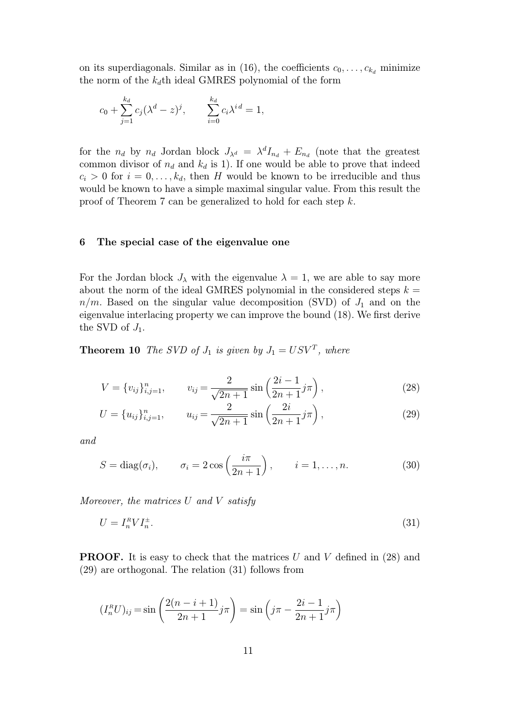on its superdiagonals. Similar as in (16), the coefficients $c_0, \ldots, c_{k_d}$ minimize the norm of the $k_d$th ideal GMRES polynomial of the form

$$c_0 + \sum_{j=1}^{k_d} c_j (\lambda^d - z)^j, \qquad \sum_{i=0}^{k_d} c_i {\lambda^i}^d = 1,$$

for the $n_d$ by $n_d$ Jordan block $J_{\lambda^d} = \lambda^d I_{n_d} + E_{n_d}$ (note that the greatest common divisor of $n_d$ and $k_d$ is 1). If one would be able to prove that indeed $c_i > 0$ for $i = 0, \ldots, k_d$, then $H$ would be known to be irreducible and thus would be known to have a simple maximal singular value. From this result the proof of Theorem 7 can be generalized to hold for each step $k$.

## 6 The special case of the eigenvalue one

For the Jordan block $J_\lambda$ with the eigenvalue $\lambda = 1$, we are able to say more about the norm of the ideal GMRES polynomial in the considered steps $k = n/m$. Based on the singular value decomposition (SVD) of $J_1$ and on the eigenvalue interlacing property we can improve the bound (18). We first derive the SVD of $J_1$.

**Theorem 10** *The SVD of $J_1$ is given by $J_1 = USV^T$, where*

$$V = \{v_{ij}\}_{i,j=1}^n, \qquad v_{ij} = \frac{2}{\sqrt{2n+1}} \sin\left(\frac{2i-1}{2n+1} j\pi\right), \tag{28}$$

$$U = \{u_{ij}\}_{i,j=1}^n, \qquad u_{ij} = \frac{2}{\sqrt{2n+1}} \sin\left(\frac{2i}{2n+1} j\pi\right), \tag{29}$$

*and*

$$S = \operatorname{diag}(\sigma_i), \qquad \sigma_i = 2\cos\left(\frac{i\pi}{2n+1}\right), \qquad i = 1, \ldots, n. \tag{30}$$

*Moreover, the matrices $U$ and $V$ satisfy*

$$U = I_n^R V I_n^{\pm}. \tag{31}$$

**PROOF.** It is easy to check that the matrices $U$ and $V$ defined in (28) and (29) are orthogonal. The relation (31) follows from

$$(I_n^R U)_{ij} = \sin\left(\frac{2(n-i+1)}{2n+1} j\pi\right) = \sin\left(j\pi - \frac{2i-1}{2n+1} j\pi\right)$$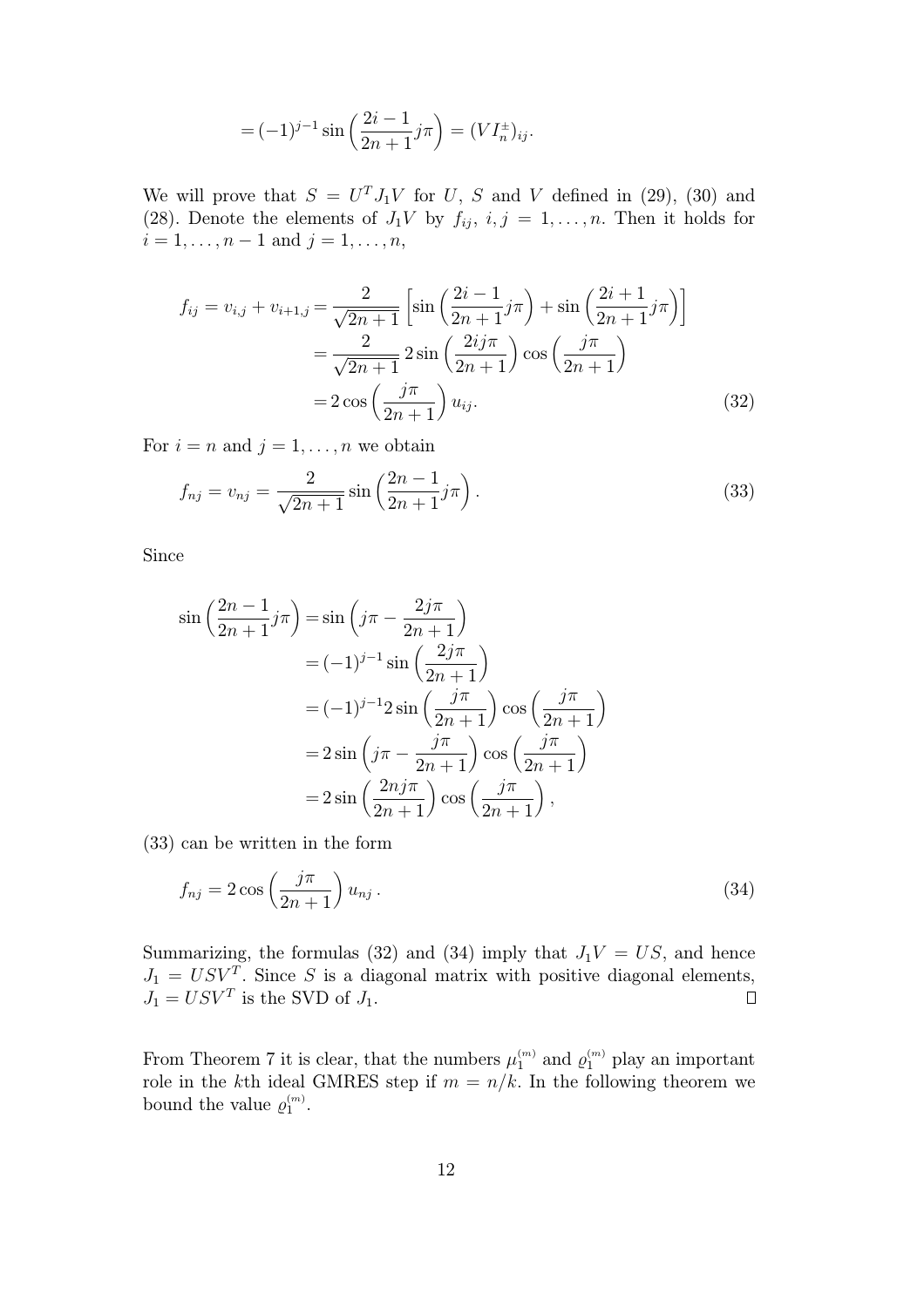$$= (-1)^{j-1} \sin\left(\frac{2i-1}{2n+1} j\pi\right) = (V I_n^{\pm})_{ij}.$$

We will prove that $S = U^T J_1 V$ for $U$, $S$ and $V$ defined in (29), (30) and (28). Denote the elements of $J_1 V$ by $f_{ij}$, $i, j = 1, \ldots, n$. Then it holds for $i = 1, \ldots, n-1$ and $j = 1, \ldots, n$,

$$\begin{aligned}
f_{ij} = v_{i,j} + v_{i+1,j} &= \frac{2}{\sqrt{2n+1}} \left[ \sin\left(\frac{2i-1}{2n+1} j\pi\right) + \sin\left(\frac{2i+1}{2n+1} j\pi\right) \right] \\
&= \frac{2}{\sqrt{2n+1}}\, 2 \sin\left(\frac{2ij\pi}{2n+1}\right) \cos\left(\frac{j\pi}{2n+1}\right) \\
&= 2 \cos\left(\frac{j\pi}{2n+1}\right) u_{ij}.
\end{aligned} \tag{32}$$

For $i = n$ and $j = 1, \ldots, n$ we obtain

$$f_{nj} = v_{nj} = \frac{2}{\sqrt{2n+1}} \sin\left(\frac{2n-1}{2n+1} j\pi\right). \tag{33}$$

Since

$$\begin{aligned}
\sin\left(\frac{2n-1}{2n+1} j\pi\right) &= \sin\left(j\pi - \frac{2j\pi}{2n+1}\right) \\
&= (-1)^{j-1} \sin\left(\frac{2j\pi}{2n+1}\right) \\
&= (-1)^{j-1} 2 \sin\left(\frac{j\pi}{2n+1}\right) \cos\left(\frac{j\pi}{2n+1}\right) \\
&= 2 \sin\left(j\pi - \frac{j\pi}{2n+1}\right) \cos\left(\frac{j\pi}{2n+1}\right) \\
&= 2 \sin\left(\frac{2nj\pi}{2n+1}\right) \cos\left(\frac{j\pi}{2n+1}\right),
\end{aligned}$$

(33) can be written in the form

$$f_{nj} = 2 \cos\left(\frac{j\pi}{2n+1}\right) u_{nj}\,. \tag{34}$$

Summarizing, the formulas (32) and (34) imply that $J_1 V = US$, and hence $J_1 = USV^T$. Since $S$ is a diagonal matrix with positive diagonal elements, $J_1 = USV^T$ is the SVD of $J_1$. $\square$

From Theorem 7 it is clear, that the numbers $\mu_1^{(m)}$ and $\varrho_1^{(m)}$ play an important role in the $k$th ideal GMRES step if $m = n/k$. In the following theorem we bound the value $\varrho_1^{(m)}$.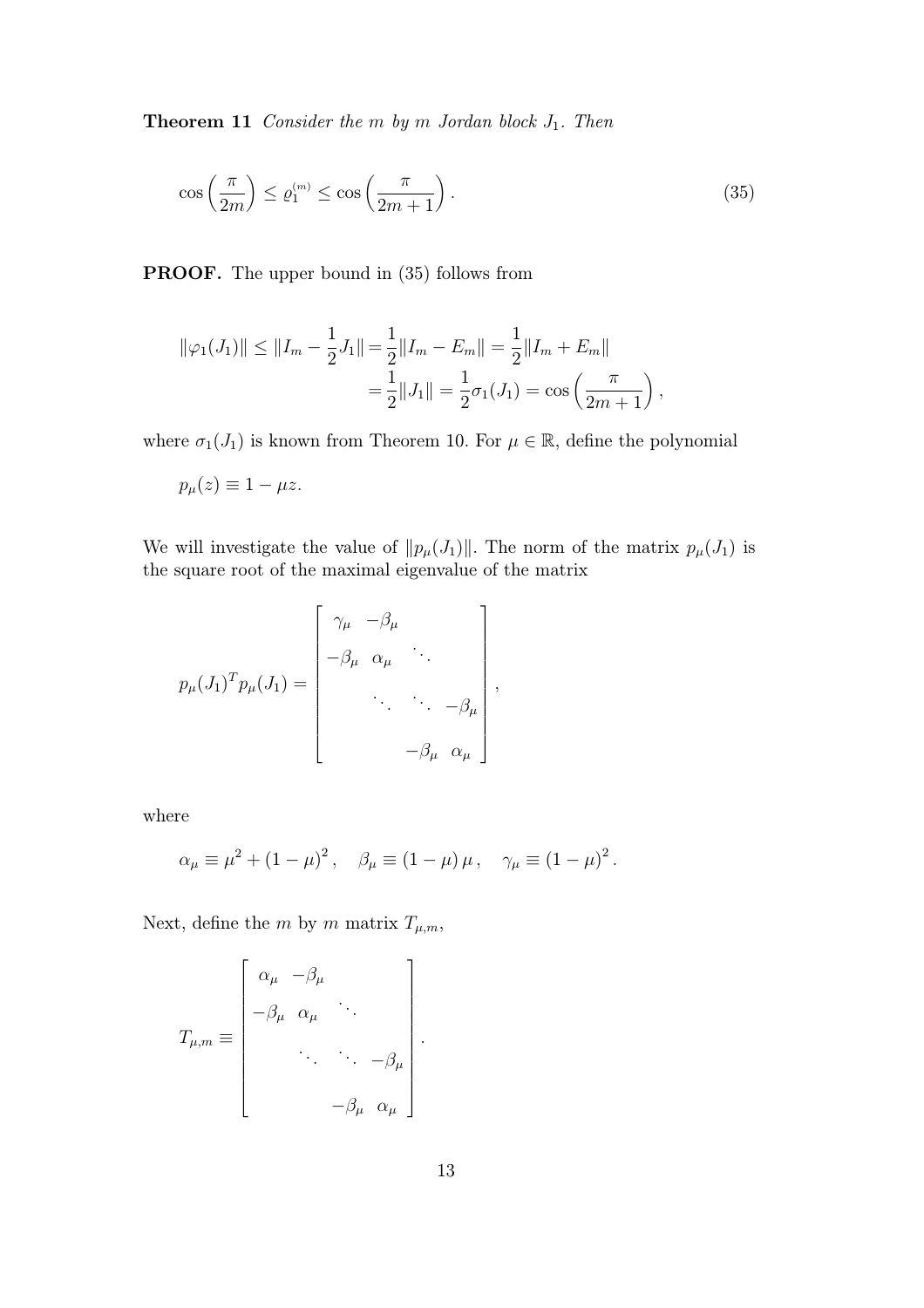**Theorem 11** *Consider the $m$ by $m$ Jordan block $J_1$. Then*

$$\cos\left(\frac{\pi}{2m}\right) \leq \varrho_1^{(m)} \leq \cos\left(\frac{\pi}{2m+1}\right). \tag{35}$$

**PROOF.** The upper bound in (35) follows from

$$\begin{aligned}\|\varphi_1(J_1)\| \leq \|I_m - \frac{1}{2}J_1\| &= \frac{1}{2}\|I_m - E_m\| = \frac{1}{2}\|I_m + E_m\| \\ &= \frac{1}{2}\|J_1\| = \frac{1}{2}\sigma_1(J_1) = \cos\left(\frac{\pi}{2m+1}\right),\end{aligned}$$

where $\sigma_1(J_1)$ is known from Theorem 10. For $\mu \in \mathbb{R}$, define the polynomial

$$p_\mu(z) \equiv 1 - \mu z.$$

We will investigate the value of $\|p_\mu(J_1)\|$. The norm of the matrix $p_\mu(J_1)$ is the square root of the maximal eigenvalue of the matrix

$$p_\mu(J_1)^T p_\mu(J_1) = \begin{bmatrix} \gamma_\mu & -\beta_\mu & & \\ -\beta_\mu & \alpha_\mu & \ddots & \\ & \ddots & \ddots & -\beta_\mu \\ & & -\beta_\mu & \alpha_\mu \end{bmatrix},$$

where

$$\alpha_\mu \equiv \mu^2 + (1-\mu)^2, \quad \beta_\mu \equiv (1-\mu)\,\mu, \quad \gamma_\mu \equiv (1-\mu)^2.$$

Next, define the $m$ by $m$ matrix $T_{\mu,m}$,

$$T_{\mu,m} \equiv \begin{bmatrix} \alpha_\mu & -\beta_\mu & & \\ -\beta_\mu & \alpha_\mu & \ddots & \\ & \ddots & \ddots & -\beta_\mu \\ & & -\beta_\mu & \alpha_\mu \end{bmatrix}.$$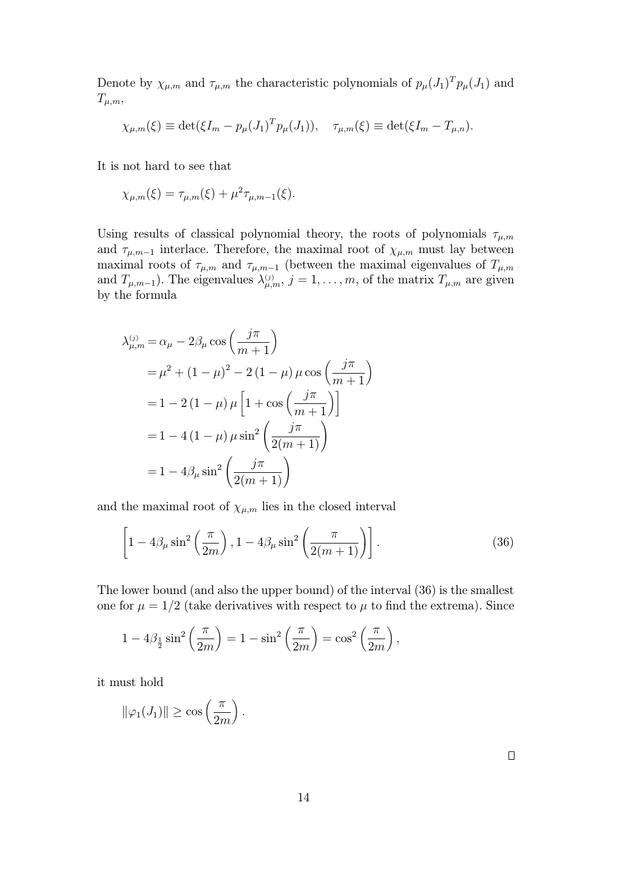Denote by $\chi_{\mu,m}$ and $\tau_{\mu,m}$ the characteristic polynomials of $p_\mu(J_1)^T p_\mu(J_1)$ and $T_{\mu,m}$,

$$\chi_{\mu,m}(\xi) \equiv \det(\xi I_m - p_\mu(J_1)^T p_\mu(J_1)), \quad \tau_{\mu,m}(\xi) \equiv \det(\xi I_m - T_{\mu,n}).$$

It is not hard to see that

$$\chi_{\mu,m}(\xi) = \tau_{\mu,m}(\xi) + \mu^2 \tau_{\mu,m-1}(\xi).$$

Using results of classical polynomial theory, the roots of polynomials $\tau_{\mu,m}$ and $\tau_{\mu,m-1}$ interlace. Therefore, the maximal root of $\chi_{\mu,m}$ must lay between maximal roots of $\tau_{\mu,m}$ and $\tau_{\mu,m-1}$ (between the maximal eigenvalues of $T_{\mu,m}$ and $T_{\mu,m-1}$). The eigenvalues $\lambda_{\mu,m}^{(j)}$, $j = 1, \ldots, m$, of the matrix $T_{\mu,m}$ are given by the formula

$$\begin{aligned}
\lambda_{\mu,m}^{(j)} &= \alpha_\mu - 2\beta_\mu \cos\left(\frac{j\pi}{m+1}\right) \\
&= \mu^2 + (1-\mu)^2 - 2(1-\mu)\mu \cos\left(\frac{j\pi}{m+1}\right) \\
&= 1 - 2(1-\mu)\mu \left[1 + \cos\left(\frac{j\pi}{m+1}\right)\right] \\
&= 1 - 4(1-\mu)\mu \sin^2\left(\frac{j\pi}{2(m+1)}\right) \\
&= 1 - 4\beta_\mu \sin^2\left(\frac{j\pi}{2(m+1)}\right)
\end{aligned}$$

and the maximal root of $\chi_{\mu,m}$ lies in the closed interval

$$\left[1 - 4\beta_\mu \sin^2\left(\frac{\pi}{2m}\right), 1 - 4\beta_\mu \sin^2\left(\frac{\pi}{2(m+1)}\right)\right]. \tag{36}$$

The lower bound (and also the upper bound) of the interval (36) is the smallest one for $\mu = 1/2$ (take derivatives with respect to $\mu$ to find the extrema). Since

$$1 - 4\beta_{\frac{1}{2}} \sin^2\left(\frac{\pi}{2m}\right) = 1 - \sin^2\left(\frac{\pi}{2m}\right) = \cos^2\left(\frac{\pi}{2m}\right),$$

it must hold

$$\|\varphi_1(J_1)\| \geq \cos\left(\frac{\pi}{2m}\right).$$

$\square$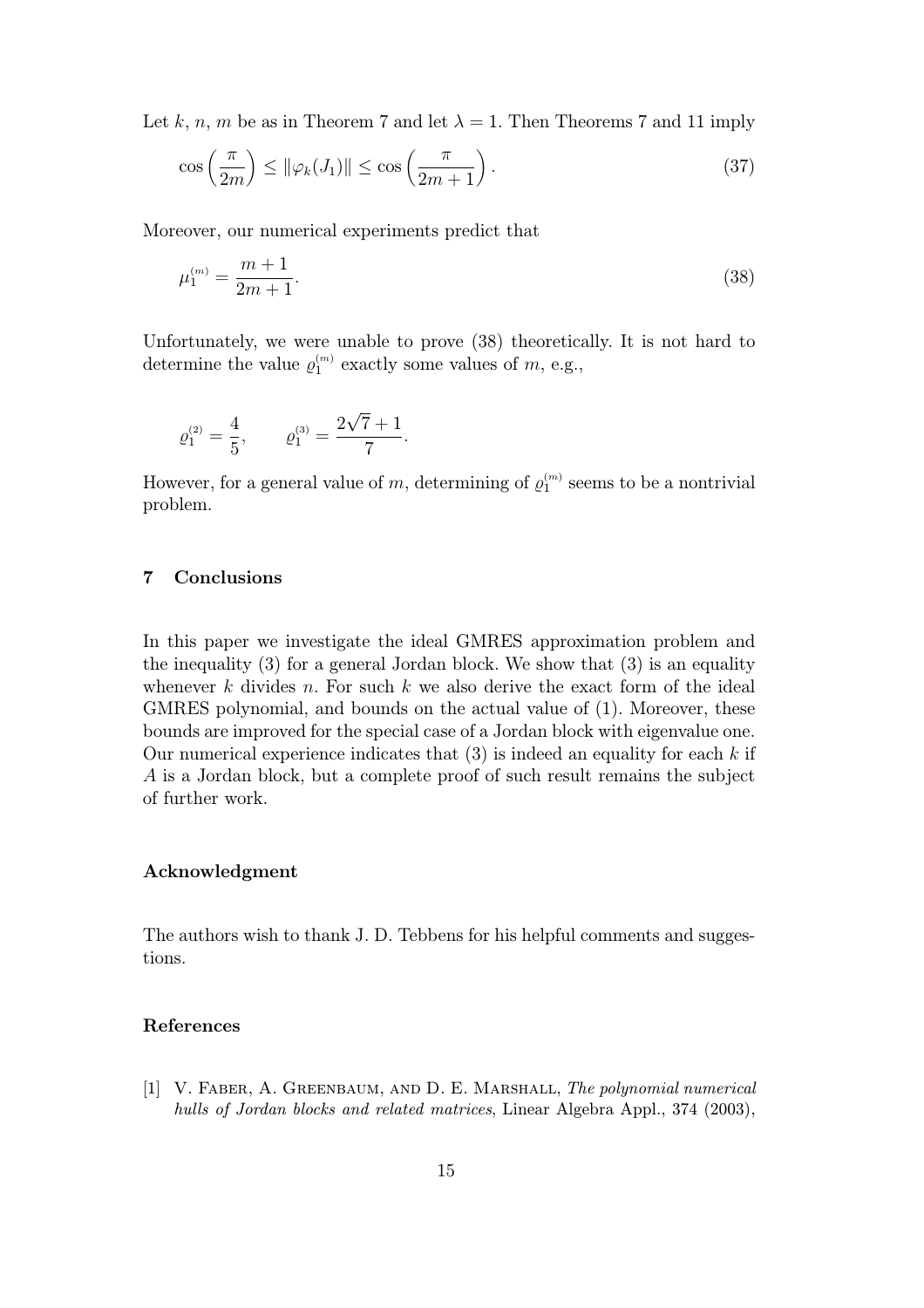Let $k$, $n$, $m$ be as in Theorem 7 and let $\lambda = 1$. Then Theorems 7 and 11 imply

$$\cos\left(\frac{\pi}{2m}\right) \le \|\varphi_k(J_1)\| \le \cos\left(\frac{\pi}{2m+1}\right). \tag{37}$$

Moreover, our numerical experiments predict that

$$\mu_1^{(m)} = \frac{m+1}{2m+1}. \tag{38}$$

Unfortunately, we were unable to prove (38) theoretically. It is not hard to determine the value $\varrho_1^{(m)}$ exactly some values of $m$, e.g.,

$$\varrho_1^{(2)} = \frac{4}{5}, \qquad \varrho_1^{(3)} = \frac{2\sqrt{7}+1}{7}.$$

However, for a general value of $m$, determining of $\varrho_1^{(m)}$ seems to be a nontrivial problem.

## 7 Conclusions

In this paper we investigate the ideal GMRES approximation problem and the inequality (3) for a general Jordan block. We show that (3) is an equality whenever $k$ divides $n$. For such $k$ we also derive the exact form of the ideal GMRES polynomial, and bounds on the actual value of (1). Moreover, these bounds are improved for the special case of a Jordan block with eigenvalue one. Our numerical experience indicates that (3) is indeed an equality for each $k$ if $A$ is a Jordan block, but a complete proof of such result remains the subject of further work.

### Acknowledgment

The authors wish to thank J. D. Tebbens for his helpful comments and suggestions.

### References

[1] V. Faber, A. Greenbaum, and D. E. Marshall, *The polynomial numerical hulls of Jordan blocks and related matrices*, Linear Algebra Appl., 374 (2003),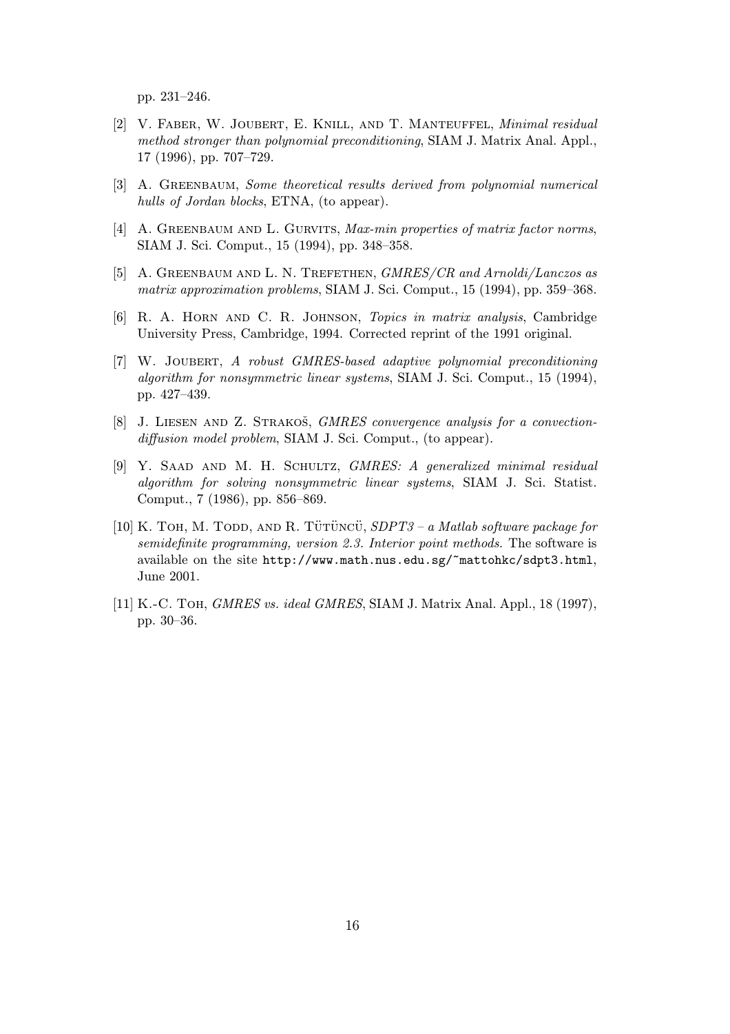pp. 231–246.

[2] V. Faber, W. Joubert, E. Knill, and T. Manteuffel, *Minimal residual method stronger than polynomial preconditioning*, SIAM J. Matrix Anal. Appl., 17 (1996), pp. 707–729.

[3] A. Greenbaum, *Some theoretical results derived from polynomial numerical hulls of Jordan blocks*, ETNA, (to appear).

[4] A. Greenbaum and L. Gurvits, *Max-min properties of matrix factor norms*, SIAM J. Sci. Comput., 15 (1994), pp. 348–358.

[5] A. Greenbaum and L. N. Trefethen, *GMRES/CR and Arnoldi/Lanczos as matrix approximation problems*, SIAM J. Sci. Comput., 15 (1994), pp. 359–368.

[6] R. A. Horn and C. R. Johnson, *Topics in matrix analysis*, Cambridge University Press, Cambridge, 1994. Corrected reprint of the 1991 original.

[7] W. Joubert, *A robust GMRES-based adaptive polynomial preconditioning algorithm for nonsymmetric linear systems*, SIAM J. Sci. Comput., 15 (1994), pp. 427–439.

[8] J. Liesen and Z. Strakoš, *GMRES convergence analysis for a convection-diffusion model problem*, SIAM J. Sci. Comput., (to appear).

[9] Y. Saad and M. H. Schultz, *GMRES: A generalized minimal residual algorithm for solving nonsymmetric linear systems*, SIAM J. Sci. Statist. Comput., 7 (1986), pp. 856–869.

[10] K. Toh, M. Todd, and R. Tütüncü, *SDPT3 – a Matlab software package for semidefinite programming, version 2.3. Interior point methods.* The software is available on the site `http://www.math.nus.edu.sg/~mattohkc/sdpt3.html`, June 2001.

[11] K.-C. Toh, *GMRES vs. ideal GMRES*, SIAM J. Matrix Anal. Appl., 18 (1997), pp. 30–36.